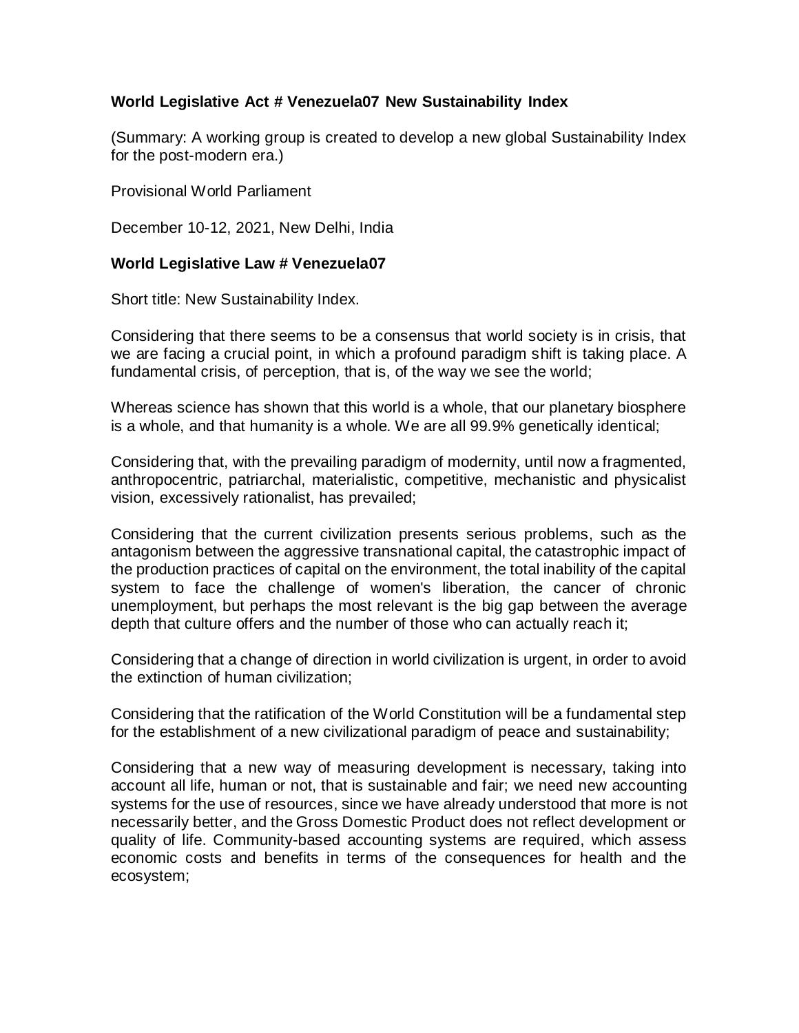**World Legislative Act # Venezuela07 New Sustainability Index**

(Summary: A working group is created to develop a new global Sustainability Index for the post-modern era.)

Provisional World Parliament

December 10-12, 2021, New Delhi, India

**World Legislative Law # Venezuela07**

Short title: New Sustainability Index.

Considering that there seems to be a consensus that world society is in crisis, that we are facing a crucial point, in which a profound paradigm shift is taking place. A fundamental crisis, of perception, that is, of the way we see the world;

Whereas science has shown that this world is a whole, that our planetary biosphere is a whole, and that humanity is a whole. We are all 99.9% genetically identical;

Considering that, with the prevailing paradigm of modernity, until now a fragmented, anthropocentric, patriarchal, materialistic, competitive, mechanistic and physicalist vision, excessively rationalist, has prevailed;

Considering that the current civilization presents serious problems, such as the antagonism between the aggressive transnational capital, the catastrophic impact of the production practices of capital on the environment, the total inability of the capital system to face the challenge of women's liberation, the cancer of chronic unemployment, but perhaps the most relevant is the big gap between the average depth that culture offers and the number of those who can actually reach it;

Considering that a change of direction in world civilization is urgent, in order to avoid the extinction of human civilization;

Considering that the ratification of the World Constitution will be a fundamental step for the establishment of a new civilizational paradigm of peace and sustainability;

Considering that a new way of measuring development is necessary, taking into account all life, human or not, that is sustainable and fair; we need new accounting systems for the use of resources, since we have already understood that more is not necessarily better, and the Gross Domestic Product does not reflect development or quality of life. Community-based accounting systems are required, which assess economic costs and benefits in terms of the consequences for health and the ecosystem;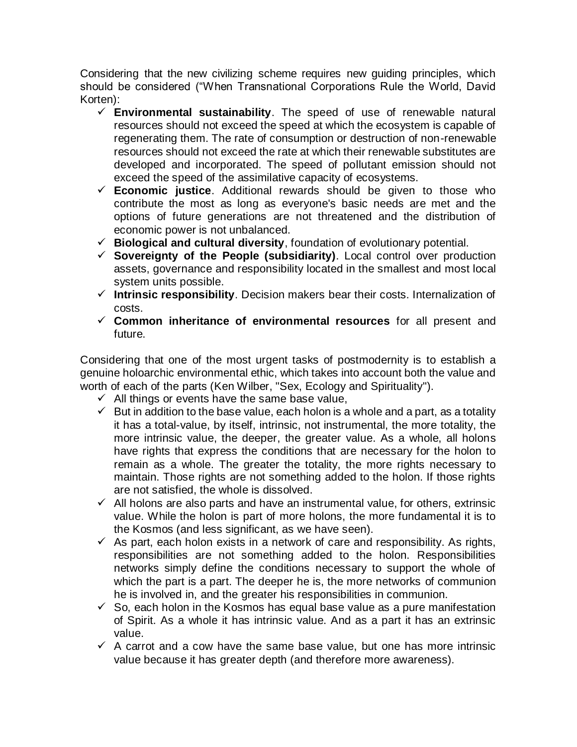Considering that the new civilizing scheme requires new guiding principles, which should be considered ("When Transnational Corporations Rule the World, David Korten):

- ✓ **Environmental sustainability**. The speed of use of renewable natural resources should not exceed the speed at which the ecosystem is capable of regenerating them. The rate of consumption or destruction of non-renewable resources should not exceed the rate at which their renewable substitutes are developed and incorporated. The speed of pollutant emission should not exceed the speed of the assimilative capacity of ecosystems.
- ✓ **Economic justice**. Additional rewards should be given to those who contribute the most as long as everyone's basic needs are met and the options of future generations are not threatened and the distribution of economic power is not unbalanced.
- ✓ **Biological and cultural diversity**, foundation of evolutionary potential.
- ✓ **Sovereignty of the People (subsidiarity)**. Local control over production assets, governance and responsibility located in the smallest and most local system units possible.
- ✓ **Intrinsic responsibility**. Decision makers bear their costs. Internalization of costs.
- ✓ **Common inheritance of environmental resources** for all present and future.

Considering that one of the most urgent tasks of postmodernity is to establish a genuine holoarchic environmental ethic, which takes into account both the value and worth of each of the parts (Ken Wilber, "Sex, Ecology and Spirituality").

- ✓ All things or events have the same base value,
- ✓ But in addition to the base value, each holon is a whole and a part, as a totality it has a total-value, by itself, intrinsic, not instrumental, the more totality, the more intrinsic value, the deeper, the greater value. As a whole, all holons have rights that express the conditions that are necessary for the holon to remain as a whole. The greater the totality, the more rights necessary to maintain. Those rights are not something added to the holon. If those rights are not satisfied, the whole is dissolved.
- ✓ All holons are also parts and have an instrumental value, for others, extrinsic value. While the holon is part of more holons, the more fundamental it is to the Kosmos (and less significant, as we have seen).
- ✓ As part, each holon exists in a network of care and responsibility. As rights, responsibilities are not something added to the holon. Responsibilities networks simply define the conditions necessary to support the whole of which the part is a part. The deeper he is, the more networks of communion he is involved in, and the greater his responsibilities in communion.
- ✓ So, each holon in the Kosmos has equal base value as a pure manifestation of Spirit. As a whole it has intrinsic value. And as a part it has an extrinsic value.
- ✓ A carrot and a cow have the same base value, but one has more intrinsic value because it has greater depth (and therefore more awareness).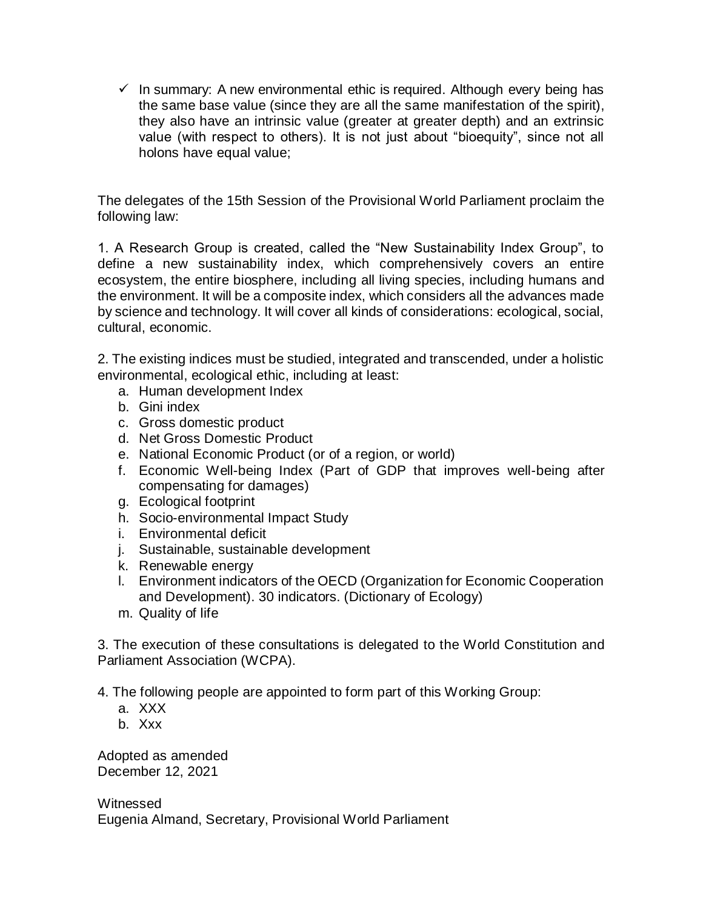- ✓ In summary: A new environmental ethic is required. Although every being has the same base value (since they are all the same manifestation of the spirit), they also have an intrinsic value (greater at greater depth) and an extrinsic value (with respect to others). It is not just about "bioequity", since not all holons have equal value;

The delegates of the 15th Session of the Provisional World Parliament proclaim the following law:

1. A Research Group is created, called the "New Sustainability Index Group", to define a new sustainability index, which comprehensively covers an entire ecosystem, the entire biosphere, including all living species, including humans and the environment. It will be a composite index, which considers all the advances made by science and technology. It will cover all kinds of considerations: ecological, social, cultural, economic.

2. The existing indices must be studied, integrated and transcended, under a holistic environmental, ecological ethic, including at least:
   a. Human development Index
   b. Gini index
   c. Gross domestic product
   d. Net Gross Domestic Product
   e. National Economic Product (or of a region, or world)
   f. Economic Well-being Index (Part of GDP that improves well-being after compensating for damages)
   g. Ecological footprint
   h. Socio-environmental Impact Study
   i. Environmental deficit
   j. Sustainable, sustainable development
   k. Renewable energy
   l. Environment indicators of the OECD (Organization for Economic Cooperation and Development). 30 indicators. (Dictionary of Ecology)
   m. Quality of life

3. The execution of these consultations is delegated to the World Constitution and Parliament Association (WCPA).

4. The following people are appointed to form part of this Working Group:
   a. XXX
   b. Xxx

Adopted as amended
December 12, 2021

Witnessed
Eugenia Almand, Secretary, Provisional World Parliament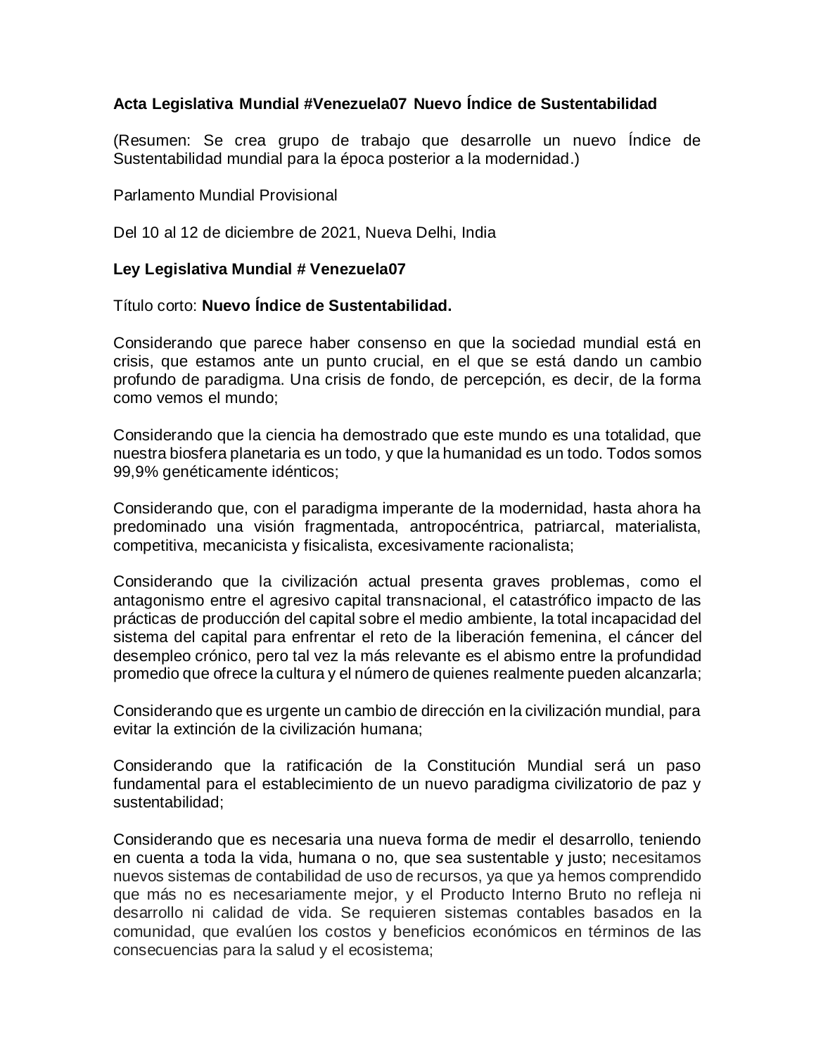**Acta Legislativa Mundial #Venezuela07 Nuevo Índice de Sustentabilidad**

(Resumen: Se crea grupo de trabajo que desarrolle un nuevo Índice de Sustentabilidad mundial para la época posterior a la modernidad.)

Parlamento Mundial Provisional

Del 10 al 12 de diciembre de 2021, Nueva Delhi, India

**Ley Legislativa Mundial # Venezuela07**

Título corto: **Nuevo Índice de Sustentabilidad.**

Considerando que parece haber consenso en que la sociedad mundial está en crisis, que estamos ante un punto crucial, en el que se está dando un cambio profundo de paradigma. Una crisis de fondo, de percepción, es decir, de la forma como vemos el mundo;

Considerando que la ciencia ha demostrado que este mundo es una totalidad, que nuestra biosfera planetaria es un todo, y que la humanidad es un todo. Todos somos 99,9% genéticamente idénticos;

Considerando que, con el paradigma imperante de la modernidad, hasta ahora ha predominado una visión fragmentada, antropocéntrica, patriarcal, materialista, competitiva, mecanicista y fisicalista, excesivamente racionalista;

Considerando que la civilización actual presenta graves problemas, como el antagonismo entre el agresivo capital transnacional, el catastrófico impacto de las prácticas de producción del capital sobre el medio ambiente, la total incapacidad del sistema del capital para enfrentar el reto de la liberación femenina, el cáncer del desempleo crónico, pero tal vez la más relevante es el abismo entre la profundidad promedio que ofrece la cultura y el número de quienes realmente pueden alcanzarla;

Considerando que es urgente un cambio de dirección en la civilización mundial, para evitar la extinción de la civilización humana;

Considerando que la ratificación de la Constitución Mundial será un paso fundamental para el establecimiento de un nuevo paradigma civilizatorio de paz y sustentabilidad;

Considerando que es necesaria una nueva forma de medir el desarrollo, teniendo en cuenta a toda la vida, humana o no, que sea sustentable y justo; necesitamos nuevos sistemas de contabilidad de uso de recursos, ya que ya hemos comprendido que más no es necesariamente mejor, y el Producto Interno Bruto no refleja ni desarrollo ni calidad de vida. Se requieren sistemas contables basados en la comunidad, que evalúen los costos y beneficios económicos en términos de las consecuencias para la salud y el ecosistema;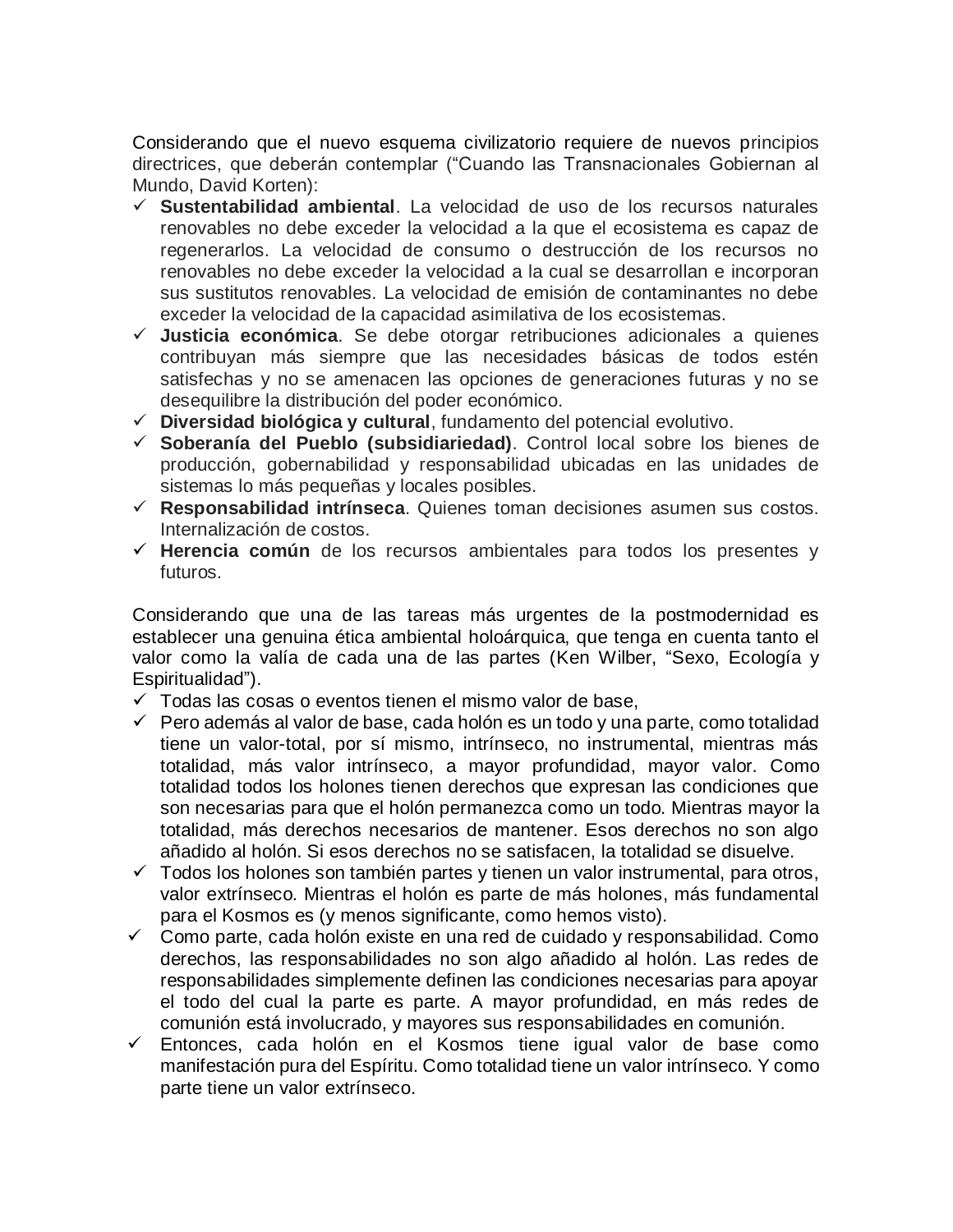Considerando que el nuevo esquema civilizatorio requiere de nuevos principios directrices, que deberán contemplar ("Cuando las Transnacionales Gobiernan al Mundo, David Korten):

- ✓ **Sustentabilidad ambiental**. La velocidad de uso de los recursos naturales renovables no debe exceder la velocidad a la que el ecosistema es capaz de regenerarlos. La velocidad de consumo o destrucción de los recursos no renovables no debe exceder la velocidad a la cual se desarrollan e incorporan sus sustitutos renovables. La velocidad de emisión de contaminantes no debe exceder la velocidad de la capacidad asimilativa de los ecosistemas.
- ✓ **Justicia económica**. Se debe otorgar retribuciones adicionales a quienes contribuyan más siempre que las necesidades básicas de todos estén satisfechas y no se amenacen las opciones de generaciones futuras y no se desequilibre la distribución del poder económico.
- ✓ **Diversidad biológica y cultural**, fundamento del potencial evolutivo.
- ✓ **Soberanía del Pueblo (subsidiariedad)**. Control local sobre los bienes de producción, gobernabilidad y responsabilidad ubicadas en las unidades de sistemas lo más pequeñas y locales posibles.
- ✓ **Responsabilidad intrínseca**. Quienes toman decisiones asumen sus costos. Internalización de costos.
- ✓ **Herencia común** de los recursos ambientales para todos los presentes y futuros.

Considerando que una de las tareas más urgentes de la postmodernidad es establecer una genuina ética ambiental holoárquica, que tenga en cuenta tanto el valor como la valía de cada una de las partes (Ken Wilber, "Sexo, Ecología y Espiritualidad").

- ✓ Todas las cosas o eventos tienen el mismo valor de base,
- ✓ Pero además al valor de base, cada holón es un todo y una parte, como totalidad tiene un valor-total, por sí mismo, intrínseco, no instrumental, mientras más totalidad, más valor intrínseco, a mayor profundidad, mayor valor. Como totalidad todos los holones tienen derechos que expresan las condiciones que son necesarias para que el holón permanezca como un todo. Mientras mayor la totalidad, más derechos necesarios de mantener. Esos derechos no son algo añadido al holón. Si esos derechos no se satisfacen, la totalidad se disuelve.
- ✓ Todos los holones son también partes y tienen un valor instrumental, para otros, valor extrínseco. Mientras el holón es parte de más holones, más fundamental para el Kosmos es (y menos significante, como hemos visto).
- ✓ Como parte, cada holón existe en una red de cuidado y responsabilidad. Como derechos, las responsabilidades no son algo añadido al holón. Las redes de responsabilidades simplemente definen las condiciones necesarias para apoyar el todo del cual la parte es parte. A mayor profundidad, en más redes de comunión está involucrado, y mayores sus responsabilidades en comunión.
- ✓ Entonces, cada holón en el Kosmos tiene igual valor de base como manifestación pura del Espíritu. Como totalidad tiene un valor intrínseco. Y como parte tiene un valor extrínseco.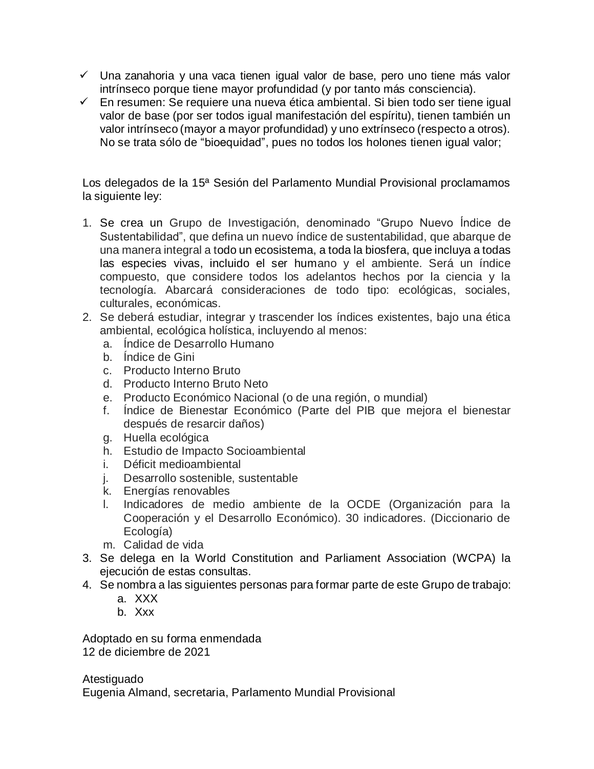- ✓ Una zanahoria y una vaca tienen igual valor de base, pero uno tiene más valor intrínseco porque tiene mayor profundidad (y por tanto más consciencia).
- ✓ En resumen: Se requiere una nueva ética ambiental. Si bien todo ser tiene igual valor de base (por ser todos igual manifestación del espíritu), tienen también un valor intrínseco (mayor a mayor profundidad) y uno extrínseco (respecto a otros). No se trata sólo de "bioequidad", pues no todos los holones tienen igual valor;

Los delegados de la 15ª Sesión del Parlamento Mundial Provisional proclamamos la siguiente ley:

1. Se crea un Grupo de Investigación, denominado "Grupo Nuevo Índice de Sustentabilidad", que defina un nuevo índice de sustentabilidad, que abarque de una manera integral a todo un ecosistema, a toda la biosfera, que incluya a todas las especies vivas, incluido el ser humano y el ambiente. Será un índice compuesto, que considere todos los adelantos hechos por la ciencia y la tecnología. Abarcará consideraciones de todo tipo: ecológicas, sociales, culturales, económicas.
2. Se deberá estudiar, integrar y trascender los índices existentes, bajo una ética ambiental, ecológica holística, incluyendo al menos:
   a. Índice de Desarrollo Humano
   b. Índice de Gini
   c. Producto Interno Bruto
   d. Producto Interno Bruto Neto
   e. Producto Económico Nacional (o de una región, o mundial)
   f. Índice de Bienestar Económico (Parte del PIB que mejora el bienestar después de resarcir daños)
   g. Huella ecológica
   h. Estudio de Impacto Socioambiental
   i. Déficit medioambiental
   j. Desarrollo sostenible, sustentable
   k. Energías renovables
   l. Indicadores de medio ambiente de la OCDE (Organización para la Cooperación y el Desarrollo Económico). 30 indicadores. (Diccionario de Ecología)
   m. Calidad de vida
3. Se delega en la World Constitution and Parliament Association (WCPA) la ejecución de estas consultas.
4. Se nombra a las siguientes personas para formar parte de este Grupo de trabajo:
   a. XXX
   b. Xxx

Adoptado en su forma enmendada
12 de diciembre de 2021

Atestiguado
Eugenia Almand, secretaria, Parlamento Mundial Provisional